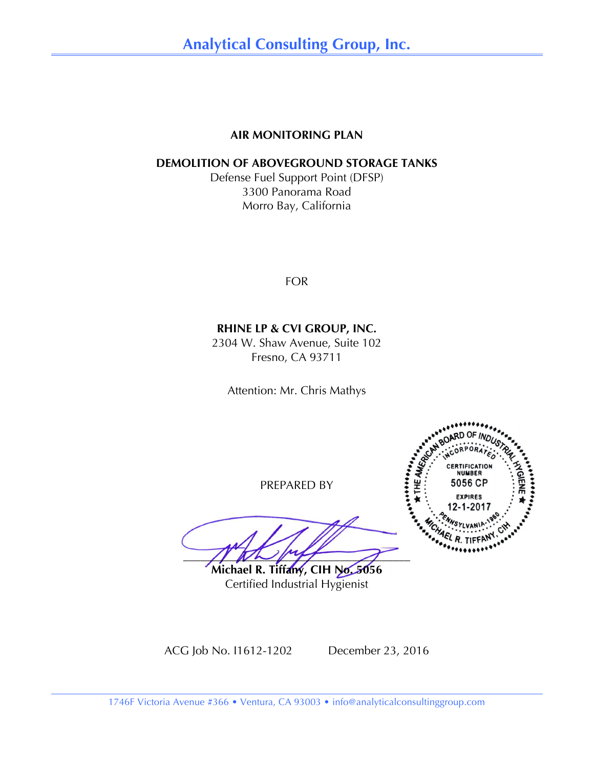# Analytical Consulting Group, Inc.

**AIR MONITORING PLAN**

**DEMOLITION OF ABOVEGROUND STORAGE TANKS**

Defense Fuel Support Point (DFSP)
3300 Panorama Road
Morro Bay, California

FOR

**RHINE LP & CVI GROUP, INC.**
2304 W. Shaw Avenue, Suite 102
Fresno, CA 93711

Attention: Mr. Chris Mathys

PREPARED BY

THE AMERICAN BOARD OF INDUSTRIAL HYGIENE
INCORPORATED
CERTIFICATION NUMBER
5056 CP
EXPIRES
12-1-2017
PENNSYLVANIA-1960
MICHAEL R. TIFFANY, CIH

**Michael R. Tiffany, CIH No. 5056**
Certified Industrial Hygienist

ACG Job No. I1612-1202 December 23, 2016

1746F Victoria Avenue #366 • Ventura, CA 93003 • info@analyticalconsultinggroup.com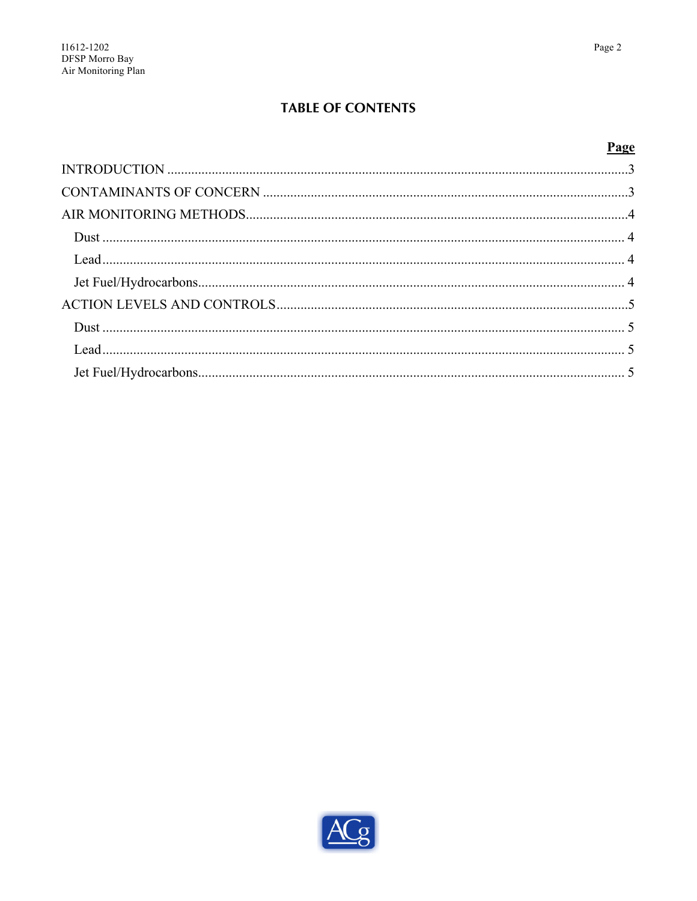# TABLE OF CONTENTS

| | Page |
|---|---|
| INTRODUCTION | 3 |
| CONTAMINANTS OF CONCERN | 3 |
| AIR MONITORING METHODS | 4 |
| Dust | 4 |
| Lead | 4 |
| Jet Fuel/Hydrocarbons | 4 |
| ACTION LEVELS AND CONTROLS | 5 |
| Dust | 5 |
| Lead | 5 |
| Jet Fuel/Hydrocarbons | 5 |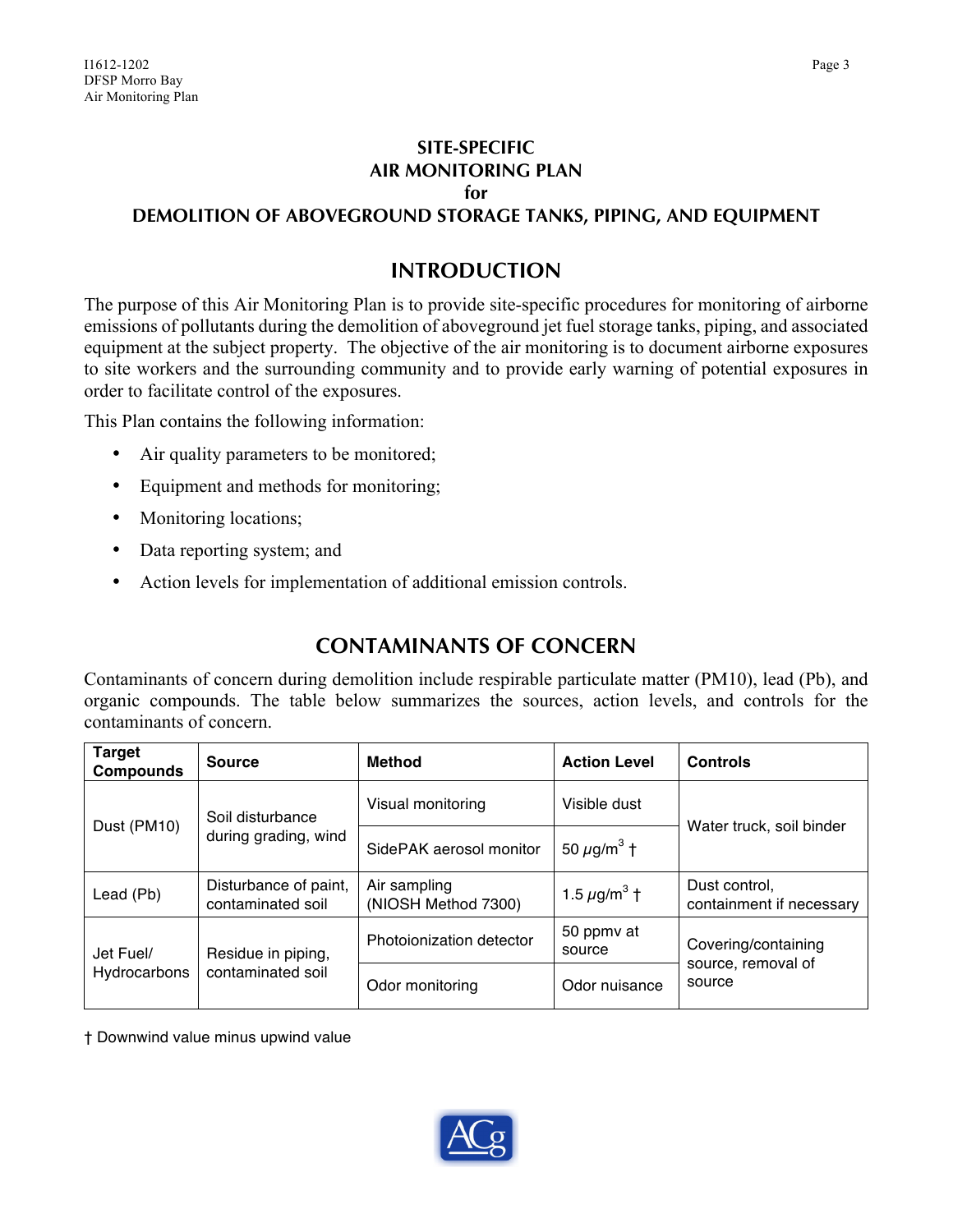# SITE-SPECIFIC AIR MONITORING PLAN for DEMOLITION OF ABOVEGROUND STORAGE TANKS, PIPING, AND EQUIPMENT

## INTRODUCTION

The purpose of this Air Monitoring Plan is to provide site-specific procedures for monitoring of airborne emissions of pollutants during the demolition of aboveground jet fuel storage tanks, piping, and associated equipment at the subject property. The objective of the air monitoring is to document airborne exposures to site workers and the surrounding community and to provide early warning of potential exposures in order to facilitate control of the exposures.

This Plan contains the following information:

- Air quality parameters to be monitored;
- Equipment and methods for monitoring;
- Monitoring locations;
- Data reporting system; and
- Action levels for implementation of additional emission controls.

## CONTAMINANTS OF CONCERN

Contaminants of concern during demolition include respirable particulate matter (PM10), lead (Pb), and organic compounds. The table below summarizes the sources, action levels, and controls for the contaminants of concern.

| Target Compounds | Source | Method | Action Level | Controls |
|---|---|---|---|---|
| Dust (PM10) | Soil disturbance during grading, wind | Visual monitoring | Visible dust | Water truck, soil binder |
| | | SidePAK aerosol monitor | 50 $\mu g/m^3$ † | |
| Lead (Pb) | Disturbance of paint, contaminated soil | Air sampling (NIOSH Method 7300) | 1.5 $\mu g/m^3$ † | Dust control, containment if necessary |
| Jet Fuel/ Hydrocarbons | Residue in piping, contaminated soil | Photoionization detector | 50 ppmv at source | Covering/containing source, removal of source |
| | | Odor monitoring | Odor nuisance | |

† Downwind value minus upwind value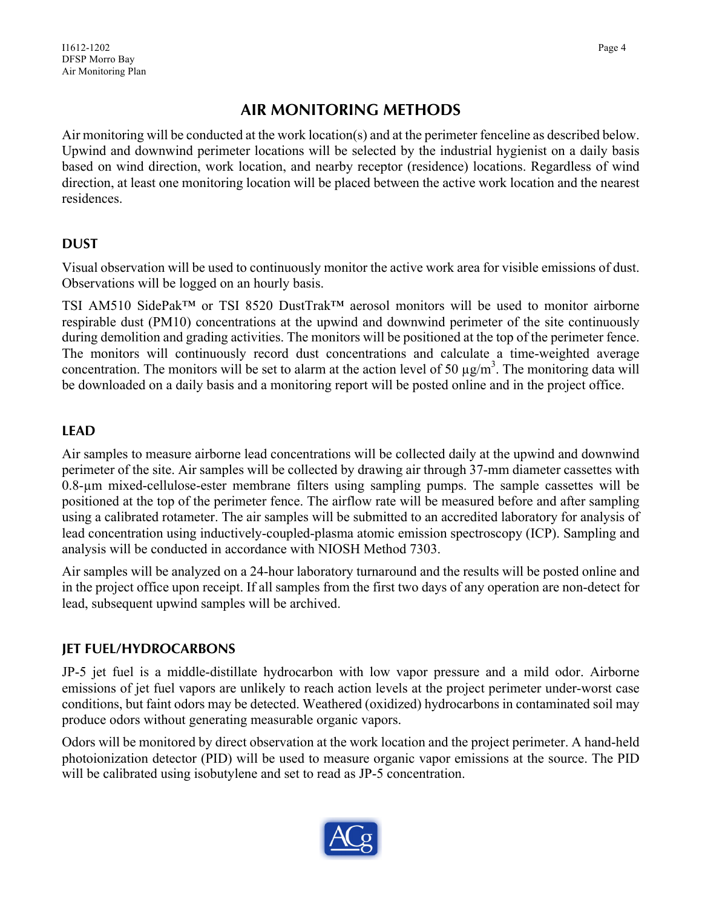## AIR MONITORING METHODS

Air monitoring will be conducted at the work location(s) and at the perimeter fenceline as described below. Upwind and downwind perimeter locations will be selected by the industrial hygienist on a daily basis based on wind direction, work location, and nearby receptor (residence) locations. Regardless of wind direction, at least one monitoring location will be placed between the active work location and the nearest residences.

### DUST

Visual observation will be used to continuously monitor the active work area for visible emissions of dust. Observations will be logged on an hourly basis.

TSI AM510 SidePak™ or TSI 8520 DustTrak™ aerosol monitors will be used to monitor airborne respirable dust (PM10) concentrations at the upwind and downwind perimeter of the site continuously during demolition and grading activities. The monitors will be positioned at the top of the perimeter fence. The monitors will continuously record dust concentrations and calculate a time-weighted average concentration. The monitors will be set to alarm at the action level of 50 $\mu g/m^3$. The monitoring data will be downloaded on a daily basis and a monitoring report will be posted online and in the project office.

### LEAD

Air samples to measure airborne lead concentrations will be collected daily at the upwind and downwind perimeter of the site. Air samples will be collected by drawing air through 37-mm diameter cassettes with 0.8-µm mixed-cellulose-ester membrane filters using sampling pumps. The sample cassettes will be positioned at the top of the perimeter fence. The airflow rate will be measured before and after sampling using a calibrated rotameter. The air samples will be submitted to an accredited laboratory for analysis of lead concentration using inductively-coupled-plasma atomic emission spectroscopy (ICP). Sampling and analysis will be conducted in accordance with NIOSH Method 7303.

Air samples will be analyzed on a 24-hour laboratory turnaround and the results will be posted online and in the project office upon receipt. If all samples from the first two days of any operation are non-detect for lead, subsequent upwind samples will be archived.

### JET FUEL/HYDROCARBONS

JP-5 jet fuel is a middle-distillate hydrocarbon with low vapor pressure and a mild odor. Airborne emissions of jet fuel vapors are unlikely to reach action levels at the project perimeter under-worst case conditions, but faint odors may be detected. Weathered (oxidized) hydrocarbons in contaminated soil may produce odors without generating measurable organic vapors.

Odors will be monitored by direct observation at the work location and the project perimeter. A hand-held photoionization detector (PID) will be used to measure organic vapor emissions at the source. The PID will be calibrated using isobutylene and set to read as JP-5 concentration.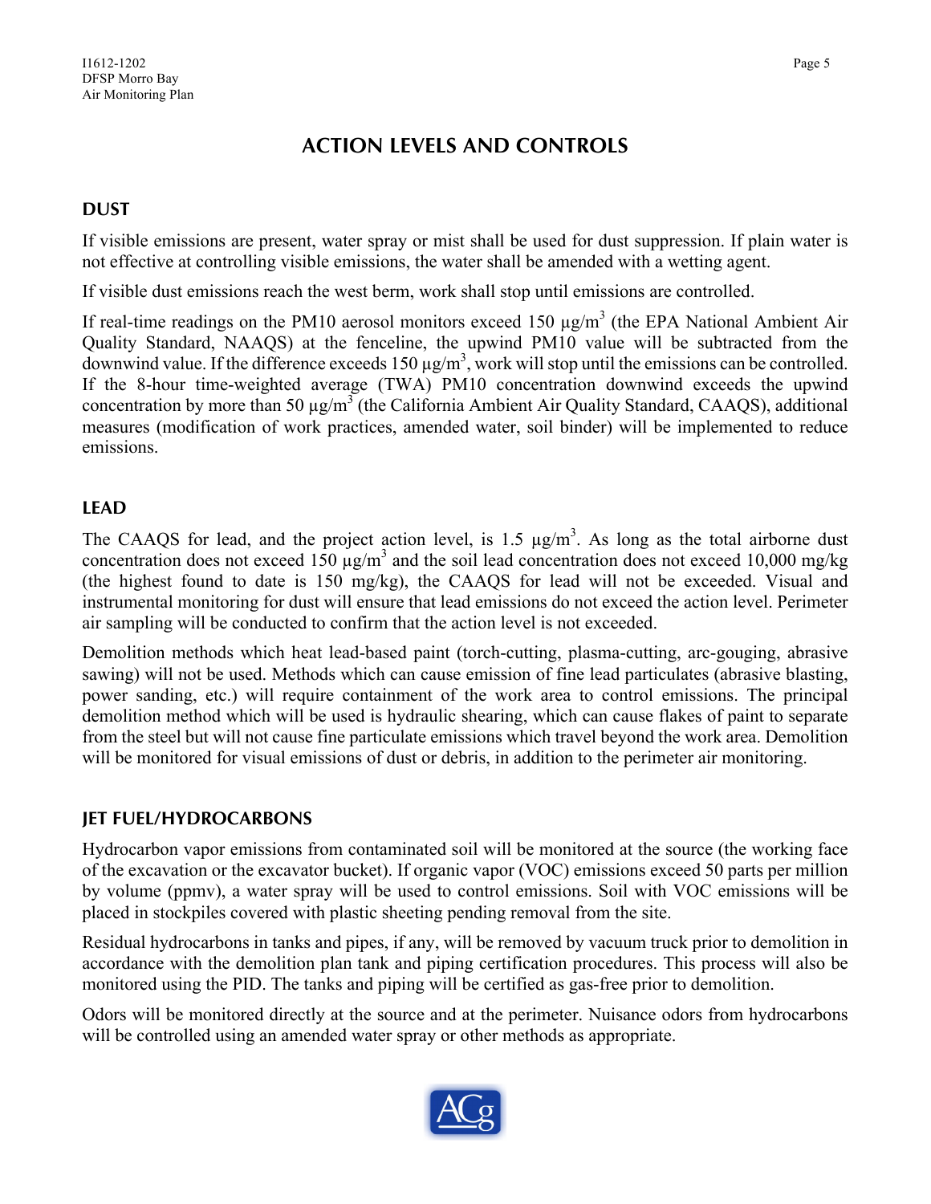# ACTION LEVELS AND CONTROLS

## DUST

If visible emissions are present, water spray or mist shall be used for dust suppression. If plain water is not effective at controlling visible emissions, the water shall be amended with a wetting agent.

If visible dust emissions reach the west berm, work shall stop until emissions are controlled.

If real-time readings on the PM10 aerosol monitors exceed 150 µg/m$^3$ (the EPA National Ambient Air Quality Standard, NAAQS) at the fenceline, the upwind PM10 value will be subtracted from the downwind value. If the difference exceeds 150 µg/m$^3$, work will stop until the emissions can be controlled. If the 8-hour time-weighted average (TWA) PM10 concentration downwind exceeds the upwind concentration by more than 50 µg/m$^3$ (the California Ambient Air Quality Standard, CAAQS), additional measures (modification of work practices, amended water, soil binder) will be implemented to reduce emissions.

## LEAD

The CAAQS for lead, and the project action level, is 1.5 µg/m$^3$. As long as the total airborne dust concentration does not exceed 150 µg/m$^3$ and the soil lead concentration does not exceed 10,000 mg/kg (the highest found to date is 150 mg/kg), the CAAQS for lead will not be exceeded. Visual and instrumental monitoring for dust will ensure that lead emissions do not exceed the action level. Perimeter air sampling will be conducted to confirm that the action level is not exceeded.

Demolition methods which heat lead-based paint (torch-cutting, plasma-cutting, arc-gouging, abrasive sawing) will not be used. Methods which can cause emission of fine lead particulates (abrasive blasting, power sanding, etc.) will require containment of the work area to control emissions. The principal demolition method which will be used is hydraulic shearing, which can cause flakes of paint to separate from the steel but will not cause fine particulate emissions which travel beyond the work area. Demolition will be monitored for visual emissions of dust or debris, in addition to the perimeter air monitoring.

## JET FUEL/HYDROCARBONS

Hydrocarbon vapor emissions from contaminated soil will be monitored at the source (the working face of the excavation or the excavator bucket). If organic vapor (VOC) emissions exceed 50 parts per million by volume (ppmv), a water spray will be used to control emissions. Soil with VOC emissions will be placed in stockpiles covered with plastic sheeting pending removal from the site.

Residual hydrocarbons in tanks and pipes, if any, will be removed by vacuum truck prior to demolition in accordance with the demolition plan tank and piping certification procedures. This process will also be monitored using the PID. The tanks and piping will be certified as gas-free prior to demolition.

Odors will be monitored directly at the source and at the perimeter. Nuisance odors from hydrocarbons will be controlled using an amended water spray or other methods as appropriate.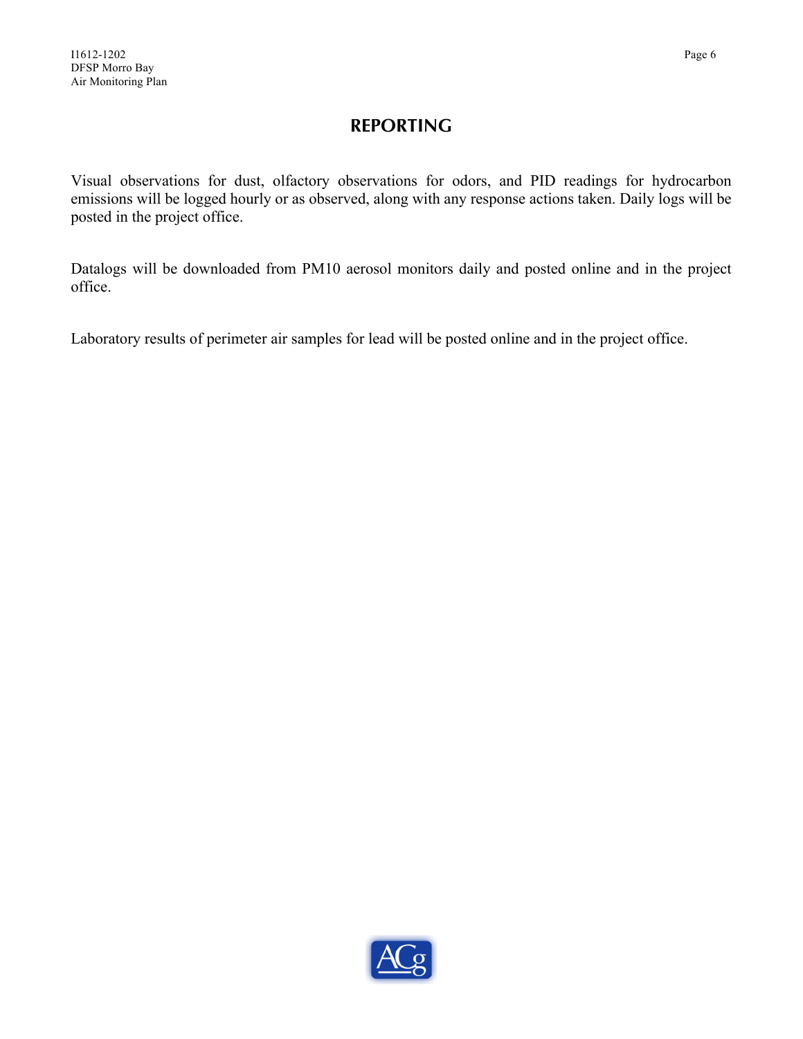# REPORTING

Visual observations for dust, olfactory observations for odors, and PID readings for hydrocarbon emissions will be logged hourly or as observed, along with any response actions taken. Daily logs will be posted in the project office.

Datalogs will be downloaded from PM10 aerosol monitors daily and posted online and in the project office.

Laboratory results of perimeter air samples for lead will be posted online and in the project office.